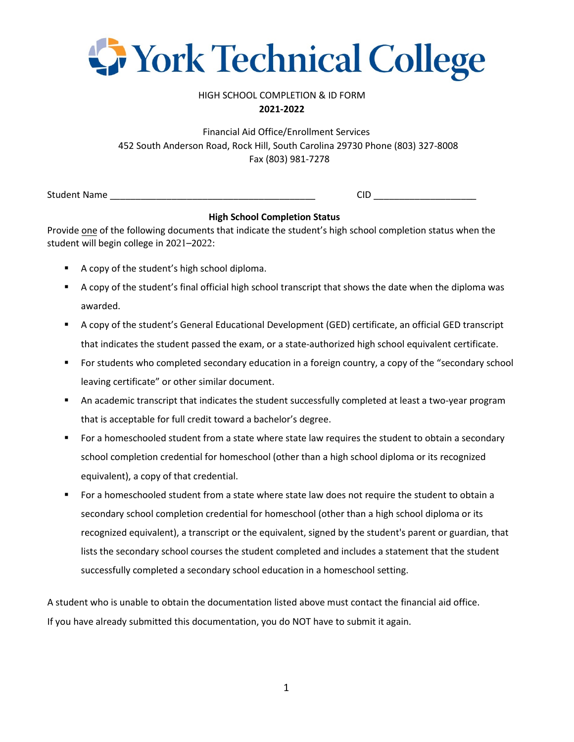# York Technical College

HIGH SCHOOL COMPLETION & ID FORM

**2021-2022**

Financial Aid Office/Enrollment Services
452 South Anderson Road, Rock Hill, South Carolina 29730 Phone (803) 327-8008
Fax (803) 981-7278

Student Name ________________________________________ CID ____________________

**High School Completion Status**

Provide one of the following documents that indicate the student's high school completion status when the student will begin college in 2021–2022:

- A copy of the student's high school diploma.
- A copy of the student's final official high school transcript that shows the date when the diploma was awarded.
- A copy of the student's General Educational Development (GED) certificate, an official GED transcript that indicates the student passed the exam, or a state-authorized high school equivalent certificate.
- For students who completed secondary education in a foreign country, a copy of the "secondary school leaving certificate" or other similar document.
- An academic transcript that indicates the student successfully completed at least a two-year program that is acceptable for full credit toward a bachelor's degree.
- For a homeschooled student from a state where state law requires the student to obtain a secondary school completion credential for homeschool (other than a high school diploma or its recognized equivalent), a copy of that credential.
- For a homeschooled student from a state where state law does not require the student to obtain a secondary school completion credential for homeschool (other than a high school diploma or its recognized equivalent), a transcript or the equivalent, signed by the student's parent or guardian, that lists the secondary school courses the student completed and includes a statement that the student successfully completed a secondary school education in a homeschool setting.

A student who is unable to obtain the documentation listed above must contact the financial aid office.

If you have already submitted this documentation, you do NOT have to submit it again.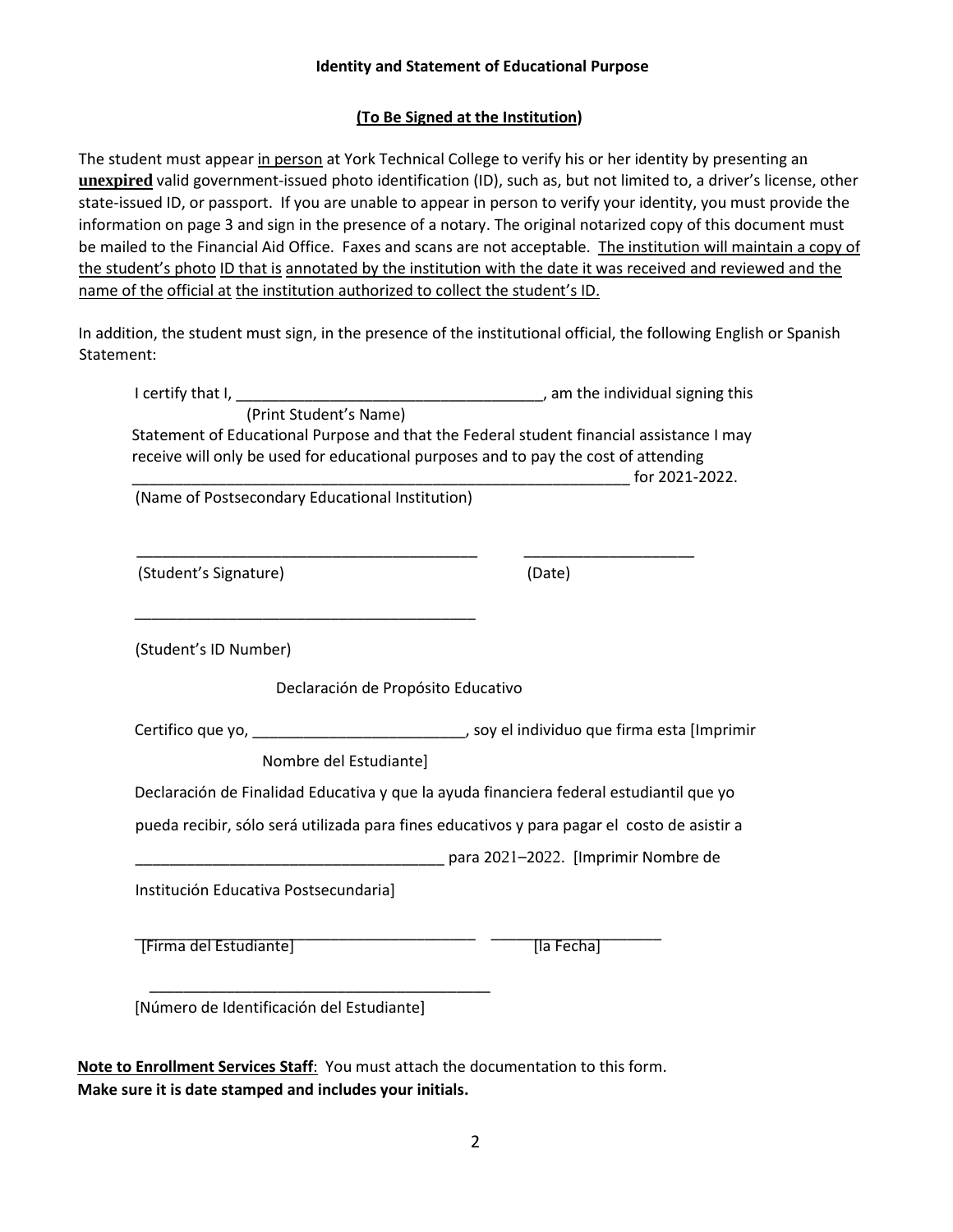**Identity and Statement of Educational Purpose**

**(To Be Signed at the Institution)**

The student must appear in person at York Technical College to verify his or her identity by presenting an **unexpired** valid government-issued photo identification (ID), such as, but not limited to, a driver's license, other state-issued ID, or passport. If you are unable to appear in person to verify your identity, you must provide the information on page 3 and sign in the presence of a notary. The original notarized copy of this document must be mailed to the Financial Aid Office. Faxes and scans are not acceptable. The institution will maintain a copy of the student's photo ID that is annotated by the institution with the date it was received and reviewed and the name of the official at the institution authorized to collect the student's ID.

In addition, the student must sign, in the presence of the institutional official, the following English or Spanish Statement:

I certify that I, ____________________________________, am the individual signing this
(Print Student's Name)
Statement of Educational Purpose and that the Federal student financial assistance I may receive will only be used for educational purposes and to pay the cost of attending
______________________________________________________________ for 2021-2022.
(Name of Postsecondary Educational Institution)

__________________________________________ ____________________
(Student's Signature) (Date)

__________________________________________
(Student's ID Number)

Declaración de Propósito Educativo

Certifico que yo, _________________________, soy el individuo que firma esta [Imprimir Nombre del Estudiante]
Declaración de Finalidad Educativa y que la ayuda financiera federal estudiantil que yo pueda recibir, sólo será utilizada para fines educativos y para pagar el costo de asistir a
_____________________________________ para 2021–2022. [Imprimir Nombre de Institución Educativa Postsecundaria]

__________________________________________ ____________________
[Firma del Estudiante] [la Fecha]

__________________________________________
[Número de Identificación del Estudiante]

**Note to Enrollment Services Staff**: You must attach the documentation to this form.
**Make sure it is date stamped and includes your initials.**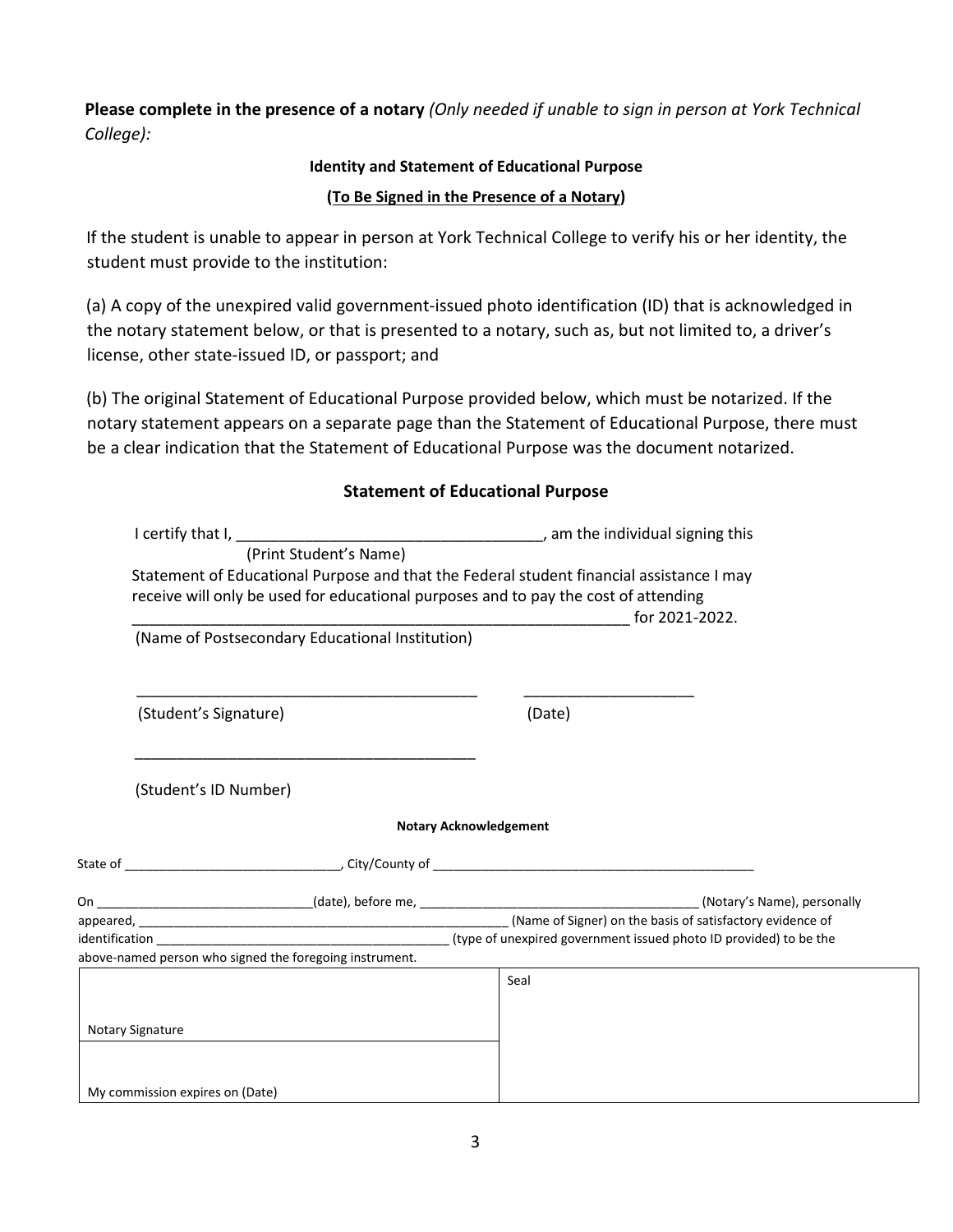**Please complete in the presence of a notary** *(Only needed if unable to sign in person at York Technical College):*

**Identity and Statement of Educational Purpose**

**(<u>To Be Signed in the Presence of a Notary</u>)**

If the student is unable to appear in person at York Technical College to verify his or her identity, the student must provide to the institution:

(a) A copy of the unexpired valid government-issued photo identification (ID) that is acknowledged in the notary statement below, or that is presented to a notary, such as, but not limited to, a driver's license, other state-issued ID, or passport; and

(b) The original Statement of Educational Purpose provided below, which must be notarized. If the notary statement appears on a separate page than the Statement of Educational Purpose, there must be a clear indication that the Statement of Educational Purpose was the document notarized.

## Statement of Educational Purpose

I certify that I, ____________________________________, am the individual signing this
(Print Student's Name)
Statement of Educational Purpose and that the Federal student financial assistance I may receive will only be used for educational purposes and to pay the cost of attending
____________________________________________________________ for 2021-2022.
(Name of Postsecondary Educational Institution)

__________________________________________ ____________________

(Student's Signature) (Date)

__________________________________________

(Student's ID Number)

**Notary Acknowledgement**

State of ______________________________, City/County of ______________________________________________

On ______________________________(date), before me, _______________________________________ (Notary's Name), personally appeared, _____________________________________________________ (Name of Signer) on the basis of satisfactory evidence of identification ___________________________________________ (type of unexpired government issued photo ID provided) to be the above-named person who signed the foregoing instrument.

| | |
|---|---|
| Notary Signature | Seal |
| My commission expires on (Date) | |